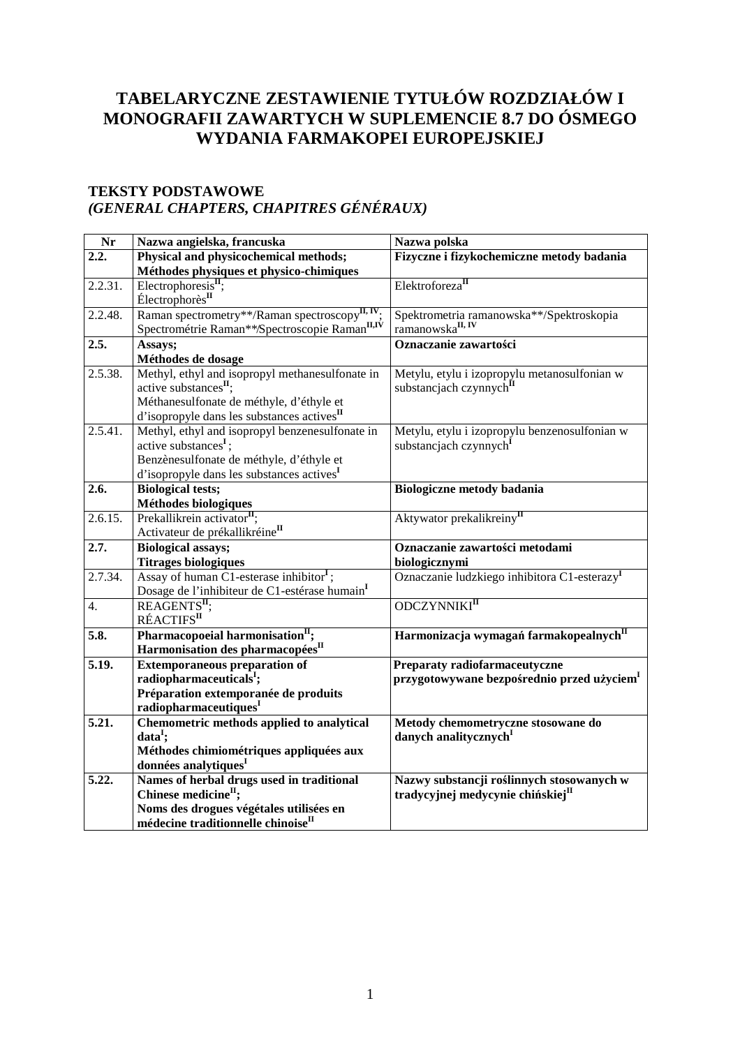# TABELARYCZNE ZESTAWIENIE TYTUŁÓW ROZDZIAŁÓW I MONOGRAFII ZAWARTYCH W SUPLEMENCIE 8.7 DO ÓSMEGO WYDANIA FARMAKOPEI EUROPEJSKIEJ

## TEKSTY PODSTAWOWE
## *(GENERAL CHAPTERS, CHAPITRES GÉNÉRAUX)*

| Nr | Nazwa angielska, francuska | Nazwa polska |
|---|---|---|
| **2.2.** | **Physical and physicochemical methods; Méthodes physiques et physico-chimiques** | **Fizyczne i fizykochemiczne metody badania** |
| 2.2.31. | Electrophoresis[II]; Électrophorès[II] | Elektroforeza[II] |
| 2.2.48. | Raman spectrometry**/Raman spectroscopy[II, IV]; Spectrométrie Raman**/Spectroscopie Raman[II,IV] | Spektrometria ramanowska**/Spektroskopia ramanowska[II, IV] |
| **2.5.** | **Assays; Méthodes de dosage** | **Oznaczanie zawartości** |
| 2.5.38. | Methyl, ethyl and isopropyl methanesulfonate in active substances[II]; Méthanesulfonate de méthyle, d'éthyle et d'isopropyle dans les substances actives[II] | Metylu, etylu i izopropylu metanosulfonian w substancjach czynnych[II] |
| 2.5.41. | Methyl, ethyl and isopropyl benzenesulfonate in active substances[I]; Benzènesulfonate de méthyle, d'éthyle et d'isopropyle dans les substances actives[I] | Metylu, etylu i izopropylu benzenosulfonian w substancjach czynnych[I] |
| **2.6.** | **Biological tests; Méthodes biologiques** | **Biologiczne metody badania** |
| 2.6.15. | Prekallikrein activator[II]; Activateur de prékallikréine[II] | Aktywator prekalikreiny[II] |
| **2.7.** | **Biological assays; Titrages biologiques** | **Oznaczanie zawartości metodami biologicznymi** |
| 2.7.34. | Assay of human C1-esterase inhibitor[I]; Dosage de l'inhibiteur de C1-estérase humain[I] | Oznaczanie ludzkiego inhibitora C1-esterazy[I] |
| 4. | REAGENTS[II]; RÉACTIFS[II] | ODCZYNNIKI[II] |
| **5.8.** | **Pharmacopoeial harmonisation[II]; Harmonisation des pharmacopées[II]** | **Harmonizacja wymagań farmakopealnych[II]** |
| **5.19.** | **Extemporaneous preparation of radiopharmaceuticals[I]; Préparation extemporanée de produits radiopharmaceutiques[I]** | **Preparaty radiofarmaceutyczne przygotowywane bezpośrednio przed użyciem[I]** |
| **5.21.** | **Chemometric methods applied to analytical data[I]; Méthodes chimiométriques appliquées aux données analytiques[I]** | **Metody chemometryczne stosowane do danych analitycznych[I]** |
| **5.22.** | **Names of herbal drugs used in traditional Chinese medicine[II]; Noms des drogues végétales utilisées en médecine traditionnelle chinoise[II]** | **Nazwy substancji roślinnych stosowanych w tradycyjnej medycynie chińskiej[II]** |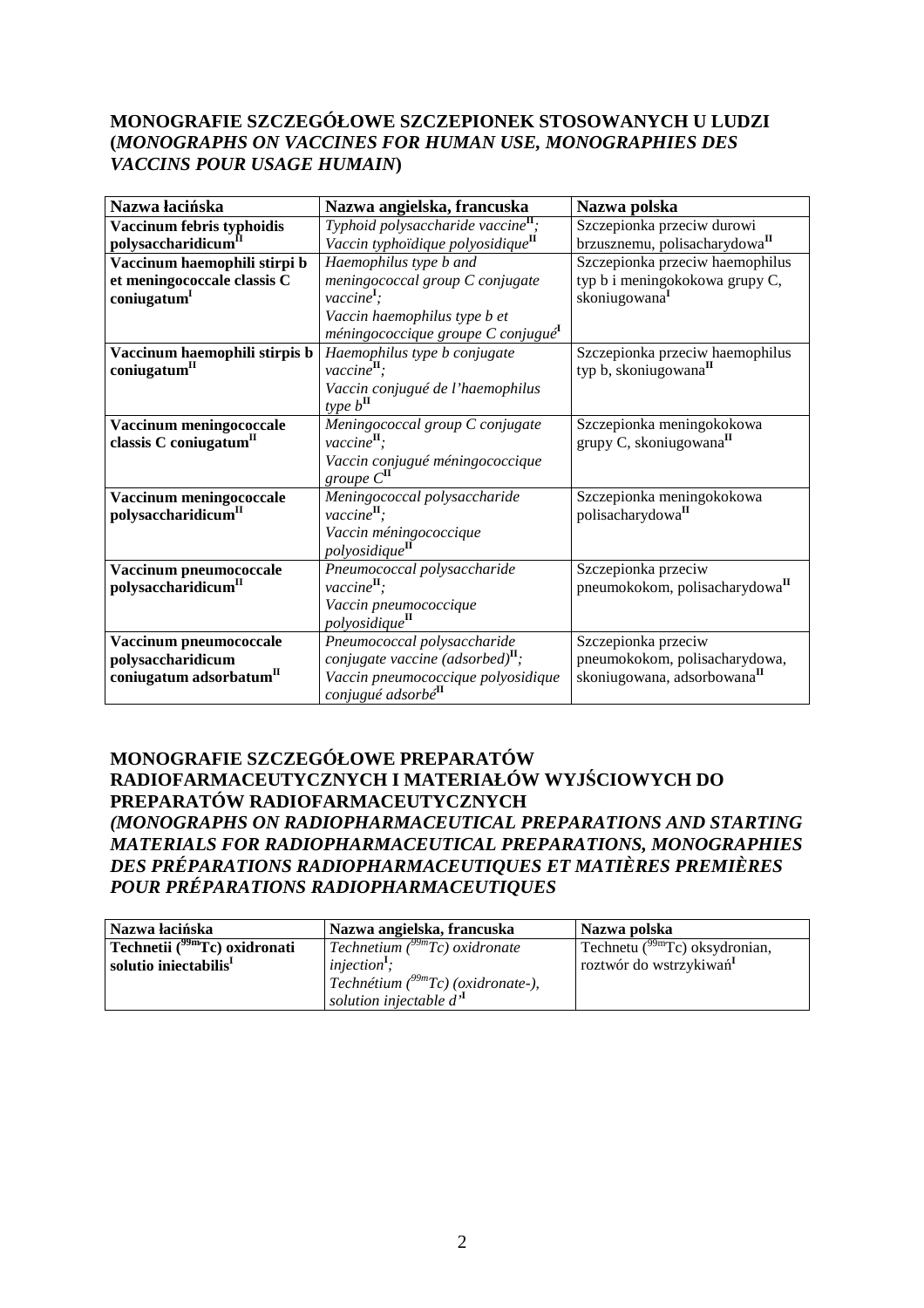### MONOGRAFIE SZCZEGÓŁOWE SZCZEPIONEK STOSOWANYCH U LUDZI (*MONOGRAPHS ON VACCINES FOR HUMAN USE, MONOGRAPHIES DES VACCINS POUR USAGE HUMAIN*)

| Nazwa łacińska | Nazwa angielska, francuska | Nazwa polska |
|---|---|---|
| **Vaccinum febris typhoidis polysaccharidicum**[II] | *Typhoid polysaccharide vaccine*[II]*;* *Vaccin typhoïdique polyosidique*[II] | Szczepionka przeciw durowi brzusznemu, polisacharydowa[II] |
| **Vaccinum haemophili stirpi b et meningococcale classis C coniugatum**[I] | *Haemophilus type b and meningococcal group C conjugate vaccine*[I]*;* *Vaccin haemophilus type b et méningococcique groupe C conjugué*[I] | Szczepionka przeciw haemophilus typ b i meningokokowa grupy C, skoniugowana[I] |
| **Vaccinum haemophili stirpis b coniugatum**[II] | *Haemophilus type b conjugate vaccine*[II]*;* *Vaccin conjugué de l'haemophilus type b*[II] | Szczepionka przeciw haemophilus typ b, skoniugowana[II] |
| **Vaccinum meningococcale classis C coniugatum**[II] | *Meningococcal group C conjugate vaccine*[II]*;* *Vaccin conjugué méningococcique groupe C*[II] | Szczepionka meningokokowa grupy C, skoniugowana[II] |
| **Vaccinum meningococcale polysaccharidicum**[II] | *Meningococcal polysaccharide vaccine*[II]*;* *Vaccin méningococcique polyosidique*[II] | Szczepionka meningokokowa polisacharydowa[II] |
| **Vaccinum pneumococcale polysaccharidicum**[II] | *Pneumococcal polysaccharide vaccine*[II]*;* *Vaccin pneumococcique polyosidique*[II] | Szczepionka przeciw pneumokokom, polisacharydowa[II] |
| **Vaccinum pneumococcale polysaccharidicum coniugatum adsorbatum**[II] | *Pneumococcal polysaccharide conjugate vaccine (adsorbed)*[II]*;* *Vaccin pneumococcique polyosidique conjugué adsorbé*[II] | Szczepionka przeciw pneumokokom, polisacharydowa, skoniugowana, adsorbowana[II] |

### MONOGRAFIE SZCZEGÓŁOWE PREPARATÓW RADIOFARMACEUTYCZNYCH I MATERIAŁÓW WYJŚCIOWYCH DO PREPARATÓW RADIOFARMACEUTYCZNYCH *(MONOGRAPHS ON RADIOPHARMACEUTICAL PREPARATIONS AND STARTING MATERIALS FOR RADIOPHARMACEUTICAL PREPARATIONS, MONOGRAPHIES DES PRÉPARATIONS RADIOPHARMACEUTIQUES ET MATIÈRES PREMIÈRES POUR PRÉPARATIONS RADIOPHARMACEUTIQUES*

| Nazwa łacińska | Nazwa angielska, francuska | Nazwa polska |
|---|---|---|
| **Technetii ($^{99m}$Tc) oxidronati solutio iniectabilis**[I] | *Technetium ($^{99m}$Tc) oxidronate injection*[I]*;* *Technétium ($^{99m}$Tc) (oxidronate-), solution injectable d'*[I] | Technetu ($^{99m}$Tc) oksydronian, roztwór do wstrzykiwań[I] |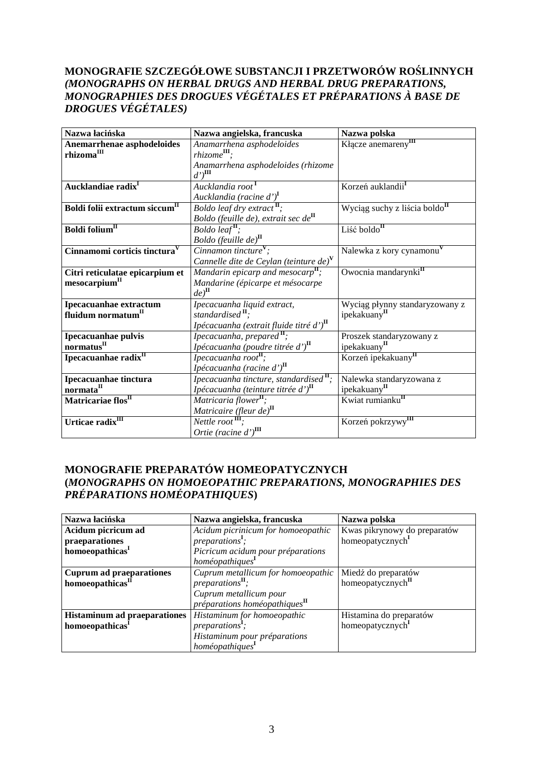## MONOGRAFIE SZCZEGÓŁOWE SUBSTANCJI I PRZETWORÓW ROŚLINNYCH *(MONOGRAPHS ON HERBAL DRUGS AND HERBAL DRUG PREPARATIONS, MONOGRAPHIES DES DROGUES VÉGÉTALES ET PRÉPARATIONS À BASE DE DROGUES VÉGÉTALES)*

| Nazwa łacińska | Nazwa angielska, francuska | Nazwa polska |
|---|---|---|
| **Anemarrhenae asphodeloides rhizoma[III]** | *Anamarrhena asphodeloides rhizome[III]; Anamarrhena asphodeloides (rhizome d')[III]* | Kłącze anemareny[III] |
| **Aucklandiae radix[I]** | *Aucklandia root[I] Aucklandia (racine d')[I]* | Korzeń auklandii[I] |
| **Boldi folii extractum siccum[II]** | *Boldo leaf dry extract[II]; Boldo (feuille de), extrait sec de[II]* | Wyciąg suchy z liścia boldo[II] |
| **Boldi folium[II]** | *Boldo leaf[II]; Boldo (feuille de)[II]* | Liść boldo[II] |
| **Cinnamomi corticis tinctura[V]** | *Cinnamon tincture[V]; Cannelle dite de Ceylan (teinture de)[V]* | Nalewka z kory cynamonu[V] |
| **Citri reticulatae epicarpium et mesocarpium[II]** | *Mandarin epicarp and mesocarp[II]; Mandarine (épicarpe et mésocarpe de)[II]* | Owocnia mandarynki[II] |
| **Ipecacuanhae extractum fluidum normatum[II]** | *Ipecacuanha liquid extract, standardised[II]; Ipécacuanha (extrait fluide titré d')[II]* | Wyciąg płynny standaryzowany z ipekakuany[II] |
| **Ipecacuanhae pulvis normatus[II]** | *Ipecacuanha, prepared[II]; Ipécacuanha (poudre titrée d')[II]* | Proszek standaryzowany z ipekakuany[II] |
| **Ipecacuanhae radix[II]** | *Ipecacuanha root[II]; Ipécacuanha (racine d')[II]* | Korzeń ipekakuany[II] |
| **Ipecacuanhae tinctura normata[II]** | *Ipecacuanha tincture, standardised[II]; Ipécacuanha (teinture titrée d')[II]* | Nalewka standaryzowana z ipekakuany[II] |
| **Matricariae flos[II]** | *Matricaria flower[II]; Matricaire (fleur de)[II]* | Kwiat rumianku[II] |
| **Urticae radix[III]** | *Nettle root[III]; Ortie (racine d')[III]* | Korzeń pokrzywy[III] |

## MONOGRAFIE PREPARATÓW HOMEOPATYCZNYCH (*MONOGRAPHS ON HOMOEOPATHIC PREPARATIONS, MONOGRAPHIES DES PRÉPARATIONS HOMÉOPATHIQUES*)

| Nazwa łacińska | Nazwa angielska, francuska | Nazwa polska |
|---|---|---|
| **Acidum picricum ad praeparationes homoeopathicas[I]** | *Acidum picrinicum for homoeopathic preparations[I]; Picricum acidum pour préparations homéopathiques[I]* | Kwas pikrynowy do preparatów homeopatycznych[I] |
| **Cuprum ad praeparationes homoeopathicas[II]** | *Cuprum metallicum for homoeopathic preparations[II]; Cuprum metallicum pour préparations homéopathiques[II]* | Miedź do preparatów homeopatycznych[II] |
| **Histaminum ad praeparationes homoeopathicas[I]** | *Histaminum for homoeopathic preparations[I]; Histaminum pour préparations homéopathiques[I]* | Histamina do preparatów homeopatycznych[I] |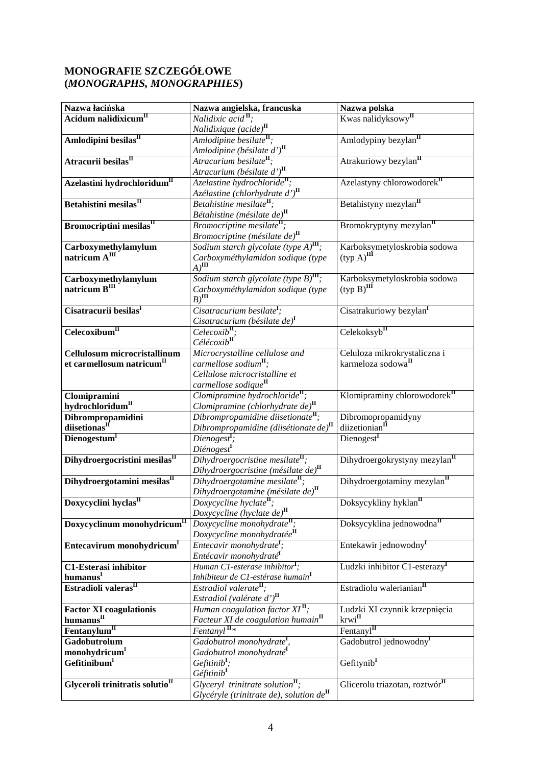## MONOGRAFIE SZCZEGÓŁOWE
## (*MONOGRAPHS, MONOGRAPHIES*)

| Nazwa łacińska | Nazwa angielska, francuska | Nazwa polska |
|---|---|---|
| **Acidum nalidixicum**[II] | *Nalidixic acid*[II]; *Nalidixique (acide)*[II] | Kwas nalidyksowy[II] |
| **Amlodipini besilas**[II] | *Amlodipine besilate*[II]; *Amlodipine (bésilate d')*[II] | Amlodypiny bezylan[II] |
| **Atracurii besilas**[II] | *Atracurium besilate*[II]; *Atracurium (bésilate d')*[II] | Atrakuriowy bezylan[II] |
| **Azelastini hydrochloridum**[II] | *Azelastine hydrochloride*[II]; *Azélastine (chlorhydrate d')*[II] | Azelastyny chlorowodorek[II] |
| **Betahistini mesilas**[II] | *Betahistine mesilate*[II]; *Bétahistine (mésilate de)*[II] | Betahistyny mezylan[II] |
| **Bromocriptini mesilas**[II] | *Bromocriptine mesilate*[II]; *Bromocriptine (mésilate de)*[II] | Bromokryptyny mezylan[II] |
| **Carboxymethylamylum natricum A**[III] | *Sodium starch glycolate (type A)*[III]; *Carboxyméthylamidon sodique (type A)*[III] | Karboksymetyloskrobia sodowa (typ A)[III] |
| **Carboxymethylamylum natricum B**[III] | *Sodium starch glycolate (type B)*[III]; *Carboxyméthylamidon sodique (type B)*[III] | Karboksymetyloskrobia sodowa (typ B)[III] |
| **Cisatracurii besilas**[I] | *Cisatracurium besilate*[I]; *Cisatracurium (bésilate de)*[I] | Cisatrakuriowy bezylan[I] |
| **Celecoxibum**[II] | *Celecoxib*[II]; *Célécoxib*[II] | Celekoksyb[II] |
| **Cellulosum microcristallinum et carmellosum natricum**[II] | *Microcrystalline cellulose and carmellose sodium*[II]; *Cellulose microcristalline et carmellose sodique*[II] | Celuloza mikrokrystaliczna i karmeloza sodowa[II] |
| **Clomipramini hydrochloridum**[II] | *Clomipramine hydrochloride*[II]; *Clomipramine (chlorhydrate de)*[II] | Klomipraminy chlorowodorek[II] |
| **Dibrompropamidini diisetionas**[II] | *Dibrompropamidine diisetionate*[II]; *Dibrompropamidine (diisétionate de)*[II] | Dibromopropamidyny diizetionian[II] |
| **Dienogestum**[I] | *Dienogest*[I]; *Diénogest*[I] | Dienogest[I] |
| **Dihydroergocristini mesilas**[II] | *Dihydroergocristine mesilate*[II]; *Dihydroergocristine (mésilate de)*[II] | Dihydroergokrystyny mezylan[II] |
| **Dihydroergotamini mesilas**[II] | *Dihydroergotamine mesilate*[II]; *Dihydroergotamine (mésilate de)*[II] | Dihydroergotaminy mezylan[II] |
| **Doxycyclini hyclas**[II] | *Doxycycline hyclate*[II]; *Doxycycline (hyclate de)*[II] | Doksycykliny hyklan[II] |
| **Doxycyclinum monohydricum**[II] | *Doxycycline monohydrate*[II]; *Doxycycline monohydratée*[II] | Doksycyklina jednowodna[II] |
| **Entecavirum monohydricum**[I] | *Entecavir monohydrate*[I]; *Entécavir monohydraté*[I] | Entekawir jednowodny[I] |
| **C1-Esterasi inhibitor humanus**[I] | *Human C1-esterase inhibitor*[I]; *Inhibiteur de C1-estérase humain*[I] | Ludzki inhibitor C1-esterazy[I] |
| **Estradioli valeras**[II] | *Estradiol valerate*[II]; *Estradiol (valérate d')*[II] | Estradiolu walerianian[II] |
| **Factor XI coagulationis humanus**[II] | *Human coagulation factor XI*[II]; *Facteur XI de coagulation humain*[II] | Ludzki XI czynnik krzepnięcia krwi[II] |
| **Fentanylum**[II] | *Fentanyl*[II]* | Fentanyl[II] |
| **Gadobutrolum monohydricum**[I] | *Gadobutrol monohydrate*[I], *Gadobutrol monohydraté*[I] | Gadobutrol jednowodny[I] |
| **Gefitinibum**[I] | *Gefitinib*[I]; *Géfitinib*[I] | Gefitynib[I] |
| **Glyceroli trinitratis solutio**[II] | *Glyceryl trinitrate solution*[II]; *Glycéryle (trinitrate de), solution de*[II] | Glicerolu triazotan, roztwór[II] |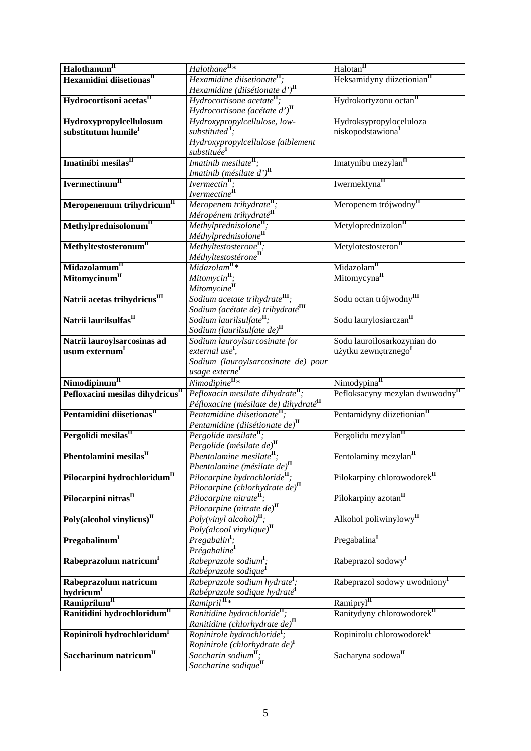| **Halothanum**[II] | *Halothane*[II]* | Halotan[II] |
|---|---|---|
| **Hexamidini diisetionas**[II] | *Hexamidine diisetionate*[II]*; Hexamidine (diisétionate d')*[II] | Heksamidyny diizetionian[II] |
| **Hydrocortisoni acetas**[II] | *Hydrocortisone acetate*[II]*; Hydrocortisone (acétate d')*[II] | Hydrokortyzonu octan[II] |
| **Hydroxypropylcellulosum substitutum humile**[I] | *Hydroxypropylcellulose, low-substituted*[I]*; Hydroxypropylcellulose faiblement substituée*[I] | Hydroksypropyloceluloza niskopodstawiona[I] |
| **Imatinibi mesilas**[II] | *Imatinib mesilate*[II]*; Imatinib (mésilate d')*[II] | Imatynibu mezylan[II] |
| **Ivermectinum**[II] | *Ivermectin*[II]*; Ivermectine*[II] | Iwermektyna[II] |
| **Meropenemum trihydricum**[II] | *Meropenem trihydrate*[II]*; Méropénem trihydraté*[II] | Meropenem trójwodny[II] |
| **Methylprednisolonum**[II] | *Methylprednisolone*[II]*; Méthylprednisolone*[II] | Metyloprednizolon[II] |
| **Methyltestosteronum**[II] | *Methyltestosterone*[II]*; Méthyltestostérone*[II] | Metylotestosteron[II] |
| **Midazolamum**[II] | *Midazolam*[II]* | Midazolam[II] |
| **Mitomycinum**[II] | *Mitomycin*[II]*; Mitomycine*[II] | Mitomycyna[II] |
| **Natrii acetas trihydricus**[III] | *Sodium acetate trihydrate*[III]*; Sodium (acétate de) trihydraté*[III] | Sodu octan trójwodny[III] |
| **Natrii laurilsulfas**[II] | *Sodium laurilsulfate*[II]*; Sodium (laurilsulfate de)*[II] | Sodu laurylosiarczan[II] |
| **Natrii lauroylsarcosinas ad usum externum**[I] | *Sodium lauroylsarcosinate for external use*[I]*, Sodium (lauroylsarcosinate de) pour usage externe*[I] | Sodu lauroilosarkozynian do użytku zewnętrznego[I] |
| **Nimodipinum**[II] | *Nimodipine*[II]* | Nimodypina[II] |
| **Pefloxacini mesilas dihydricus**[II] | *Pefloxacin mesilate dihydrate*[II]*; Péfloxacine (mésilate de) dihydraté*[II] | Pefloksacyny mezylan dwuwodny[II] |
| **Pentamidini diisetionas**[II] | *Pentamidine diisetionate*[II]*; Pentamidine (diisétionate de)*[II] | Pentamidyny diizetionian[II] |
| **Pergolidi mesilas**[II] | *Pergolide mesilate*[II]*; Pergolide (mésilate de)*[II] | Pergolidu mezylan[II] |
| **Phentolamini mesilas**[II] | *Phentolamine mesilate*[II]*; Phentolamine (mésilate de)*[II] | Fentolaminy mezylan[II] |
| **Pilocarpini hydrochloridum**[II] | *Pilocarpine hydrochloride*[II]*; Pilocarpine (chlorhydrate de)*[II] | Pilokarpiny chlorowodorek[II] |
| **Pilocarpini nitras**[II] | *Pilocarpine nitrate*[II]*; Pilocarpine (nitrate de)*[II] | Pilokarpiny azotan[II] |
| **Poly(alcohol vinylicus)**[II] | *Poly(vinyl alcohol)*[II]*; Poly(alcool vinylique)*[II] | Alkohol poliwinylowy[II] |
| **Pregabalinum**[I] | *Pregabalin*[I]*; Prégabaline*[I] | Pregabalina[I] |
| **Rabeprazolum natricum**[I] | *Rabeprazole sodium*[I]*; Rabéprazole sodique*[I] | Rabeprazol sodowy[I] |
| **Rabeprazolum natricum hydricum**[I] | *Rabeprazole sodium hydrate*[I]*; Rabéprazole sodique hydraté*[I] | Rabeprazol sodowy uwodniony[I] |
| **Ramiprilum**[II] | *Ramipril*[II]* | Ramipryl[II] |
| **Ranitidini hydrochloridum**[II] | *Ranitidine hydrochloride*[II]*; Ranitidine (chlorhydrate de)*[II] | Ranitydyny chlorowodorek[II] |
| **Ropiniroli hydrochloridum**[I] | *Ropinirole hydrochloride*[I]*; Ropinirole (chlorhydrate de)*[I] | Ropinirolu chlorowodorek[I] |
| **Saccharinum natricum**[II] | *Saccharin sodium*[II]*; Saccharine sodique*[II] | Sacharyna sodowa[II] |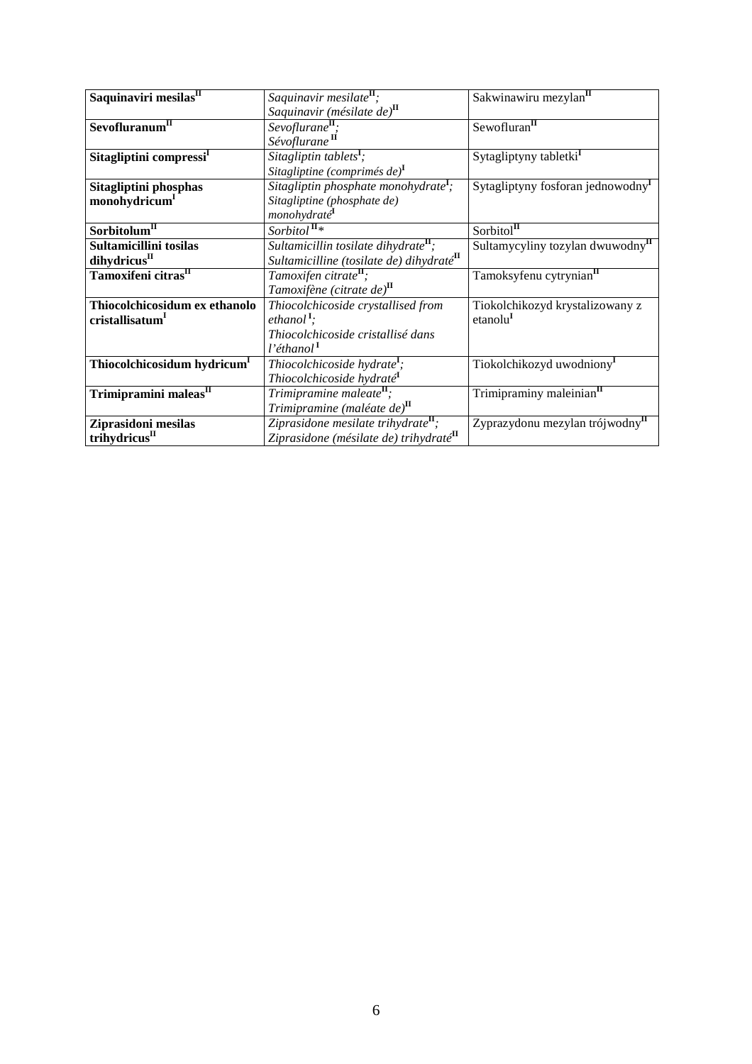| | | |
|---|---|---|
| **Saquinaviri mesilas**[II] | *Saquinavir mesilate*[II]*;* *Saquinavir (mésilate de)*[II] | Sakwinawiru mezylan[II] |
| **Sevofluranum**[II] | *Sevoflurane*[II]*;* *Sévoflurane*[II] | Sewofluran[II] |
| **Sitagliptini compressi**[I] | *Sitagliptin tablets*[I]*;* *Sitagliptine (comprimés de)*[I] | Sytagliptyny tabletki[I] |
| **Sitagliptini phosphas monohydricum**[I] | *Sitagliptin phosphate monohydrate*[I]*;* *Sitagliptine (phosphate de) monohydraté*[I] | Sytagliptyny fosforan jednowodny[I] |
| **Sorbitolum**[II] | *Sorbitol*[II]* | Sorbitol[II] |
| **Sultamicillini tosilas dihydricus**[II] | *Sultamicillin tosilate dihydrate*[II]*;* *Sultamicilline (tosilate de) dihydraté*[II] | Sultamycyliny tozylan dwuwodny[II] |
| **Tamoxifeni citras**[II] | *Tamoxifen citrate*[II]*;* *Tamoxifène (citrate de)*[II] | Tamoksyfenu cytrynian[II] |
| **Thiocolchicosidum ex ethanolo cristallisatum**[I] | *Thiocolchicoside crystallised from ethanol*[I]*;* *Thiocolchicoside cristallisé dans l'éthanol*[I] | Tiokolchikozyd krystalizowany z etanolu[I] |
| **Thiocolchicosidum hydricum**[I] | *Thiocolchicoside hydrate*[I]*;* *Thiocolchicoside hydraté*[I] | Tiokolchikozyd uwodniony[I] |
| **Trimipramini maleas**[II] | *Trimipramine maleate*[II]*;* *Trimipramine (maléate de)*[II] | Trimipraminy maleinian[II] |
| **Ziprasidoni mesilas trihydricus**[II] | *Ziprasidone mesilate trihydrate*[II]*;* *Ziprasidone (mésilate de) trihydraté*[II] | Zyprazydonu mezylan trójwodny[II] |